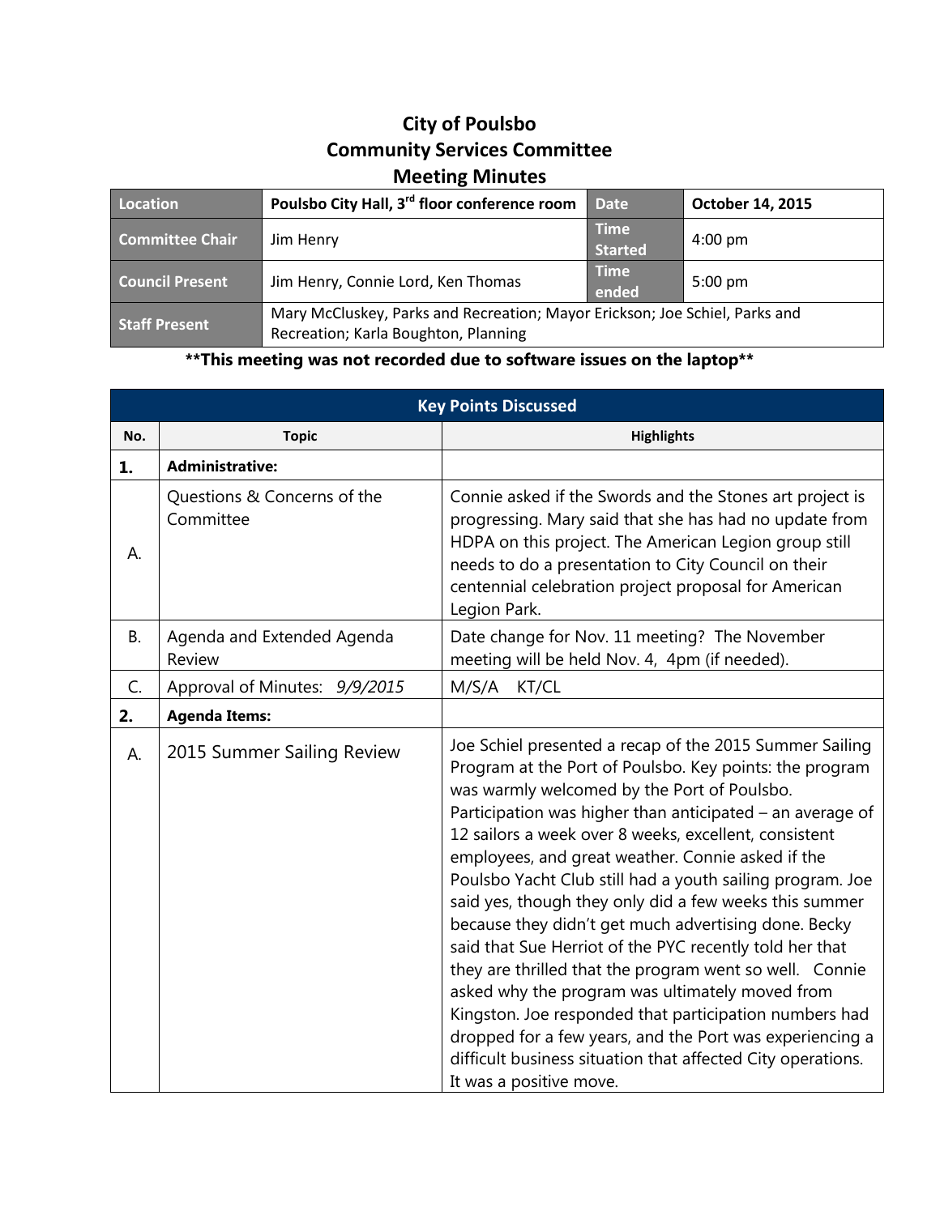# City of Poulsbo
## Community Services Committee
## Meeting Minutes

| Location | Poulsbo City Hall, 3rd floor conference room | Date | October 14, 2015 |
|---|---|---|---|
| Committee Chair | Jim Henry | Time Started | 4:00 pm |
| Council Present | Jim Henry, Connie Lord, Ken Thomas | Time ended | 5:00 pm |
| Staff Present | Mary McCluskey, Parks and Recreation; Mayor Erickson; Joe Schiel, Parks and Recreation; Karla Boughton, Planning | | |

**\*\*This meeting was not recorded due to software issues on the laptop\*\***

| Key Points Discussed | | |
|---|---|---|
| **No.** | **Topic** | **Highlights** |
| **1.** | **Administrative:** | |
| A. | Questions & Concerns of the Committee | Connie asked if the Swords and the Stones art project is progressing. Mary said that she has had no update from HDPA on this project. The American Legion group still needs to do a presentation to City Council on their centennial celebration project proposal for American Legion Park. |
| B. | Agenda and Extended Agenda Review | Date change for Nov. 11 meeting? The November meeting will be held Nov. 4, 4pm (if needed). |
| C. | Approval of Minutes: *9/9/2015* | M/S/A KT/CL |
| **2.** | **Agenda Items:** | |
| A. | 2015 Summer Sailing Review | Joe Schiel presented a recap of the 2015 Summer Sailing Program at the Port of Poulsbo. Key points: the program was warmly welcomed by the Port of Poulsbo. Participation was higher than anticipated – an average of 12 sailors a week over 8 weeks, excellent, consistent employees, and great weather. Connie asked if the Poulsbo Yacht Club still had a youth sailing program. Joe said yes, though they only did a few weeks this summer because they didn't get much advertising done. Becky said that Sue Herriot of the PYC recently told her that they are thrilled that the program went so well. Connie asked why the program was ultimately moved from Kingston. Joe responded that participation numbers had dropped for a few years, and the Port was experiencing a difficult business situation that affected City operations. It was a positive move. |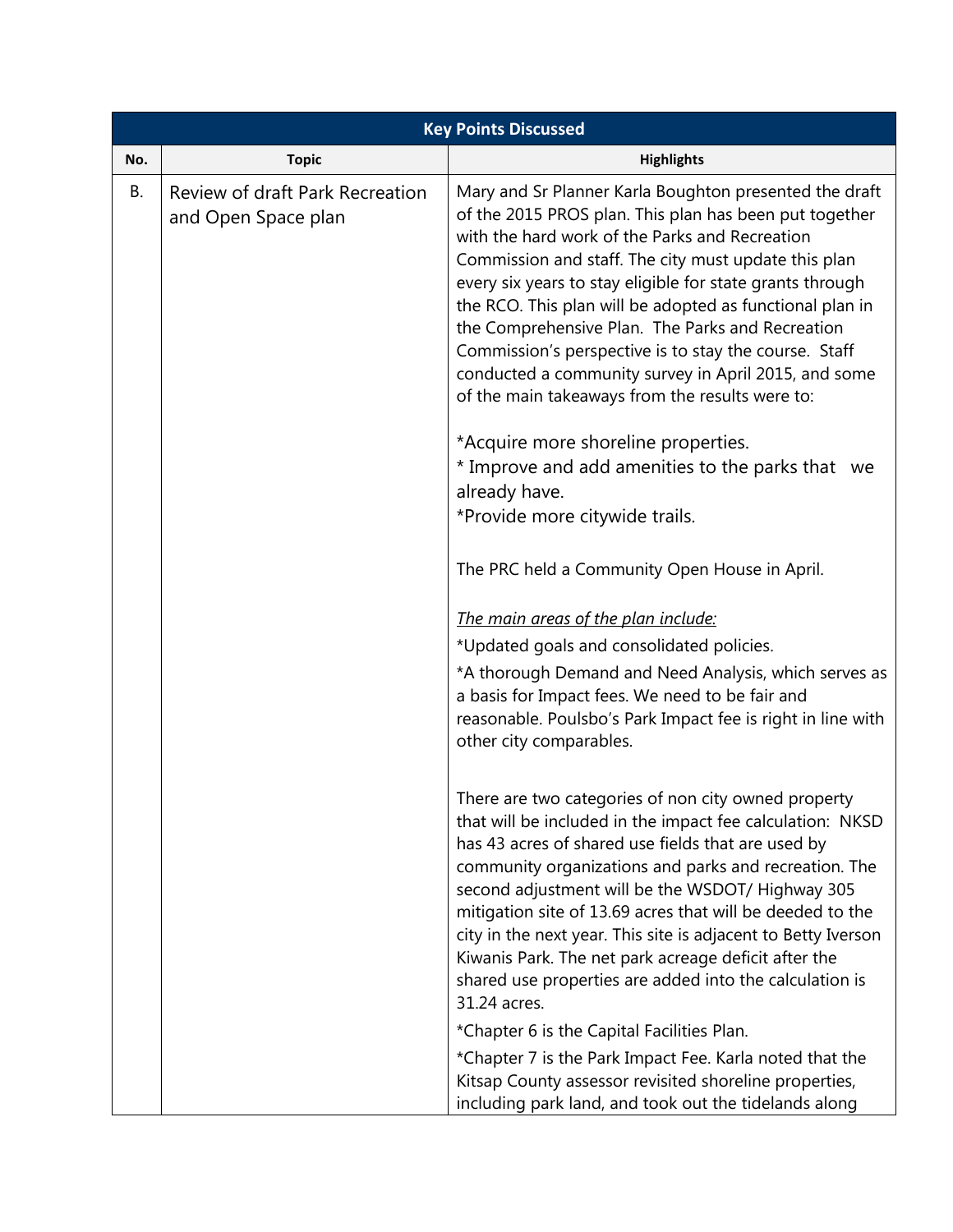| Key Points Discussed | | |
|---|---|---|
| **No.** | **Topic** | **Highlights** |
| B. | Review of draft Park Recreation and Open Space plan | Mary and Sr Planner Karla Boughton presented the draft of the 2015 PROS plan. This plan has been put together with the hard work of the Parks and Recreation Commission and staff. The city must update this plan every six years to stay eligible for state grants through the RCO. This plan will be adopted as functional plan in the Comprehensive Plan. The Parks and Recreation Commission's perspective is to stay the course. Staff conducted a community survey in April 2015, and some of the main takeaways from the results were to:<br><br>*Acquire more shoreline properties.<br>* Improve and add amenities to the parks that we already have.<br>*Provide more citywide trails.<br><br>The PRC held a Community Open House in April.<br><br>*<u>The main areas of the plan include:</u>*<br>*Updated goals and consolidated policies.<br>*A thorough Demand and Need Analysis, which serves as a basis for Impact fees. We need to be fair and reasonable. Poulsbo's Park Impact fee is right in line with other city comparables.<br><br>There are two categories of non city owned property that will be included in the impact fee calculation: NKSD has 43 acres of shared use fields that are used by community organizations and parks and recreation. The second adjustment will be the WSDOT/ Highway 305 mitigation site of 13.69 acres that will be deeded to the city in the next year. This site is adjacent to Betty Iverson Kiwanis Park. The net park acreage deficit after the shared use properties are added into the calculation is 31.24 acres.<br>*Chapter 6 is the Capital Facilities Plan.<br>*Chapter 7 is the Park Impact Fee. Karla noted that the Kitsap County assessor revisited shoreline properties, including park land, and took out the tidelands along |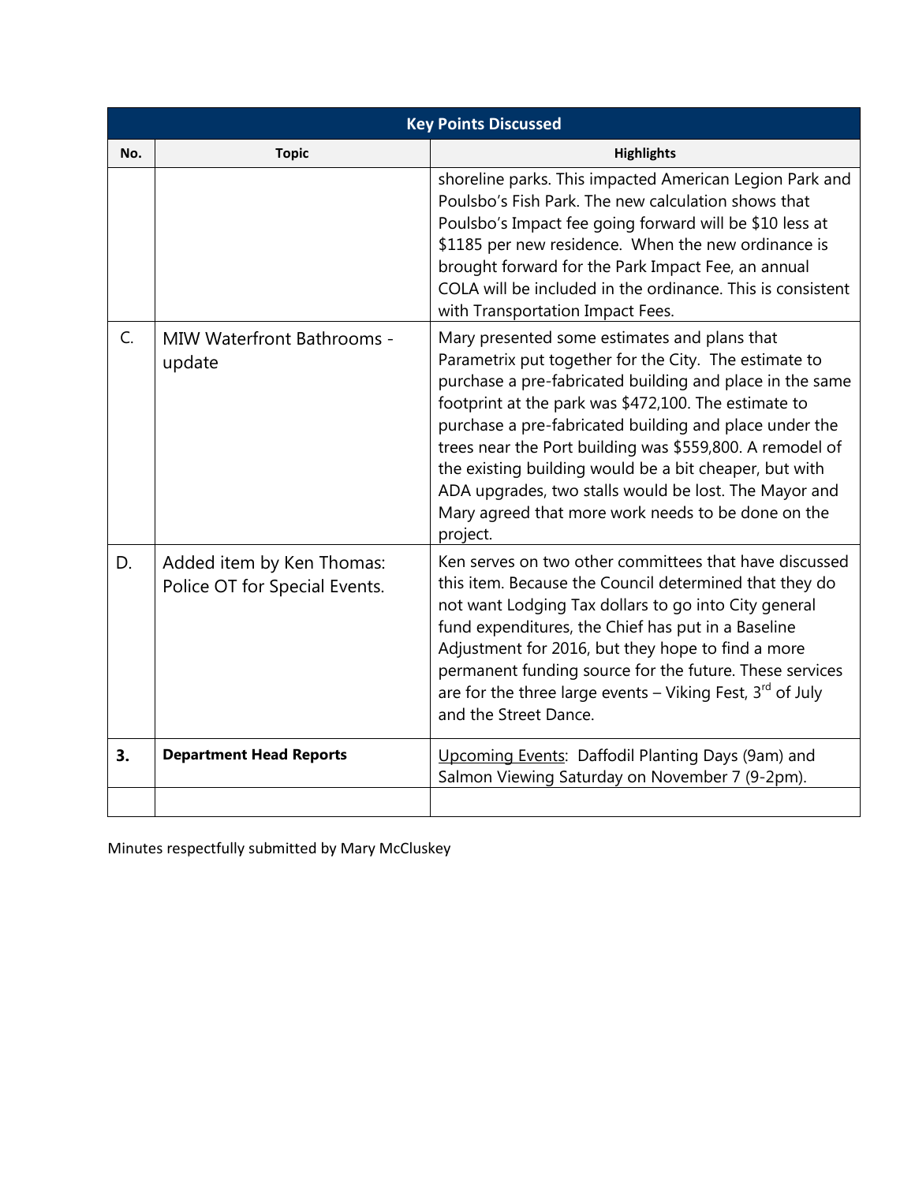| Key Points Discussed | | |
|---|---|---|
| **No.** | **Topic** | **Highlights** |
| | | shoreline parks. This impacted American Legion Park and Poulsbo's Fish Park. The new calculation shows that Poulsbo's Impact fee going forward will be $10 less at $1185 per new residence. When the new ordinance is brought forward for the Park Impact Fee, an annual COLA will be included in the ordinance. This is consistent with Transportation Impact Fees. |
| C. | MIW Waterfront Bathrooms - update | Mary presented some estimates and plans that Parametrix put together for the City. The estimate to purchase a pre-fabricated building and place in the same footprint at the park was $472,100. The estimate to purchase a pre-fabricated building and place under the trees near the Port building was $559,800. A remodel of the existing building would be a bit cheaper, but with ADA upgrades, two stalls would be lost. The Mayor and Mary agreed that more work needs to be done on the project. |
| D. | Added item by Ken Thomas: Police OT for Special Events. | Ken serves on two other committees that have discussed this item. Because the Council determined that they do not want Lodging Tax dollars to go into City general fund expenditures, the Chief has put in a Baseline Adjustment for 2016, but they hope to find a more permanent funding source for the future. These services are for the three large events – Viking Fest, 3rd of July and the Street Dance. |
| **3.** | **Department Head Reports** | Upcoming Events: Daffodil Planting Days (9am) and Salmon Viewing Saturday on November 7 (9-2pm). |
| | | |

Minutes respectfully submitted by Mary McCluskey